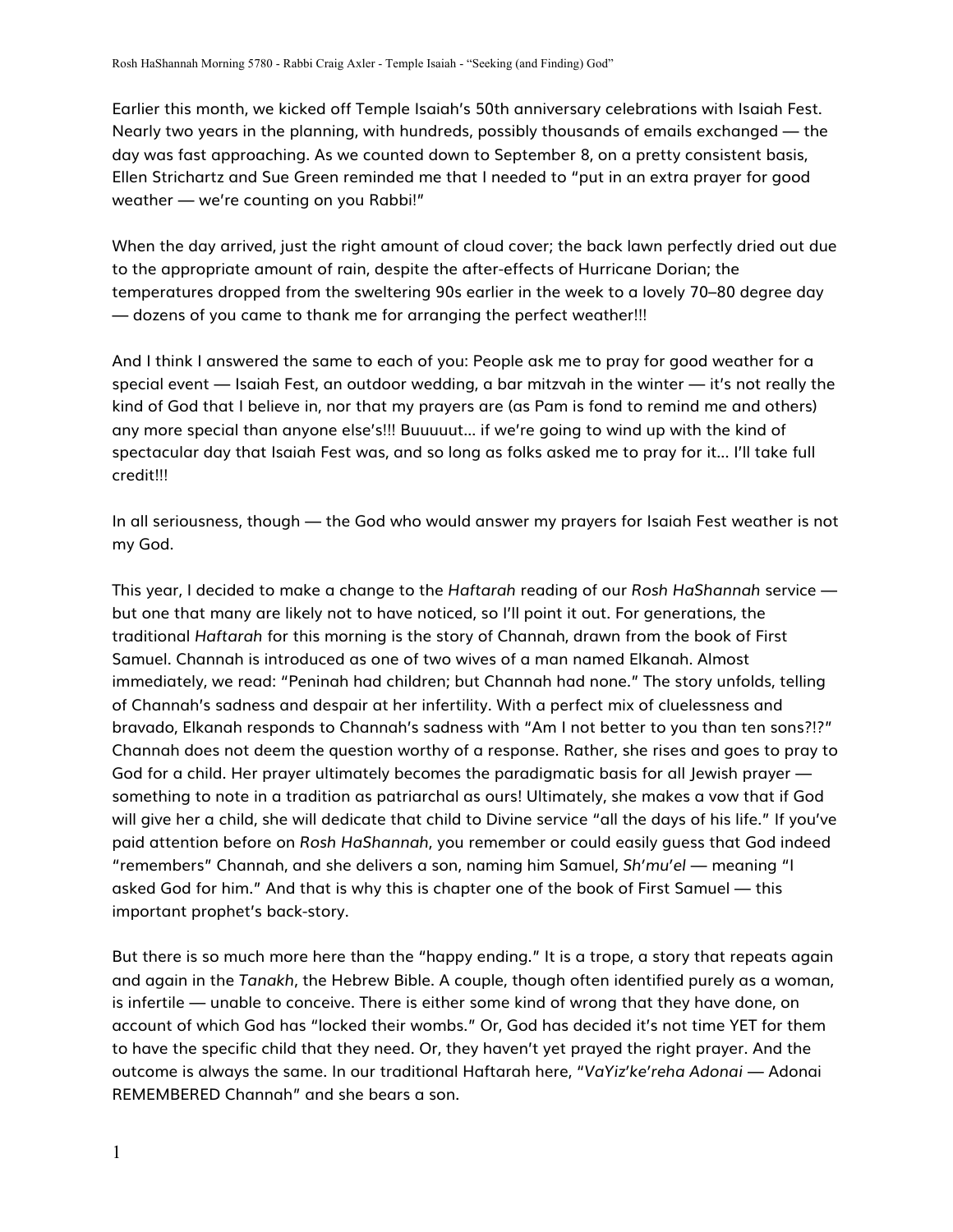Earlier this month, we kicked off Temple Isaiah's 50th anniversary celebrations with Isaiah Fest. Nearly two years in the planning, with hundreds, possibly thousands of emails exchanged — the day was fast approaching. As we counted down to September 8, on a pretty consistent basis, Ellen Strichartz and Sue Green reminded me that I needed to "put in an extra prayer for good weather — we're counting on you Rabbi!"

When the day arrived, just the right amount of cloud cover; the back lawn perfectly dried out due to the appropriate amount of rain, despite the after-effects of Hurricane Dorian; the temperatures dropped from the sweltering 90s earlier in the week to a lovely 70–80 degree day — dozens of you came to thank me for arranging the perfect weather!!!

And I think I answered the same to each of you: People ask me to pray for good weather for a special event — Isaiah Fest, an outdoor wedding, a bar mitzvah in the winter — it's not really the kind of God that I believe in, nor that my prayers are (as Pam is fond to remind me and others) any more special than anyone else's!!! Buuuuut… if we're going to wind up with the kind of spectacular day that Isaiah Fest was, and so long as folks asked me to pray for it… I'll take full credit!!!

In all seriousness, though — the God who would answer my prayers for Isaiah Fest weather is not my God.

This year, I decided to make a change to the *Haftarah* reading of our *Rosh HaShannah* service — but one that many are likely not to have noticed, so I'll point it out. For generations, the traditional *Haftarah* for this morning is the story of Channah, drawn from the book of First Samuel. Channah is introduced as one of two wives of a man named Elkanah. Almost immediately, we read: "Peninah had children; but Channah had none." The story unfolds, telling of Channah's sadness and despair at her infertility. With a perfect mix of cluelessness and bravado, Elkanah responds to Channah's sadness with "Am I not better to you than ten sons?!?" Channah does not deem the question worthy of a response. Rather, she rises and goes to pray to God for a child. Her prayer ultimately becomes the paradigmatic basis for all Jewish prayer — something to note in a tradition as patriarchal as ours! Ultimately, she makes a vow that if God will give her a child, she will dedicate that child to Divine service "all the days of his life." If you've paid attention before on *Rosh HaShannah*, you remember or could easily guess that God indeed "remembers" Channah, and she delivers a son, naming him Samuel, *Sh'mu'el* — meaning "I asked God for him." And that is why this is chapter one of the book of First Samuel — this important prophet's back-story.

But there is so much more here than the "happy ending." It is a trope, a story that repeats again and again in the *Tanakh*, the Hebrew Bible. A couple, though often identified purely as a woman, is infertile — unable to conceive. There is either some kind of wrong that they have done, on account of which God has "locked their wombs." Or, God has decided it's not time YET for them to have the specific child that they need. Or, they haven't yet prayed the right prayer. And the outcome is always the same. In our traditional Haftarah here, "*VaYiz'ke'reha Adonai* — Adonai REMEMBERED Channah" and she bears a son.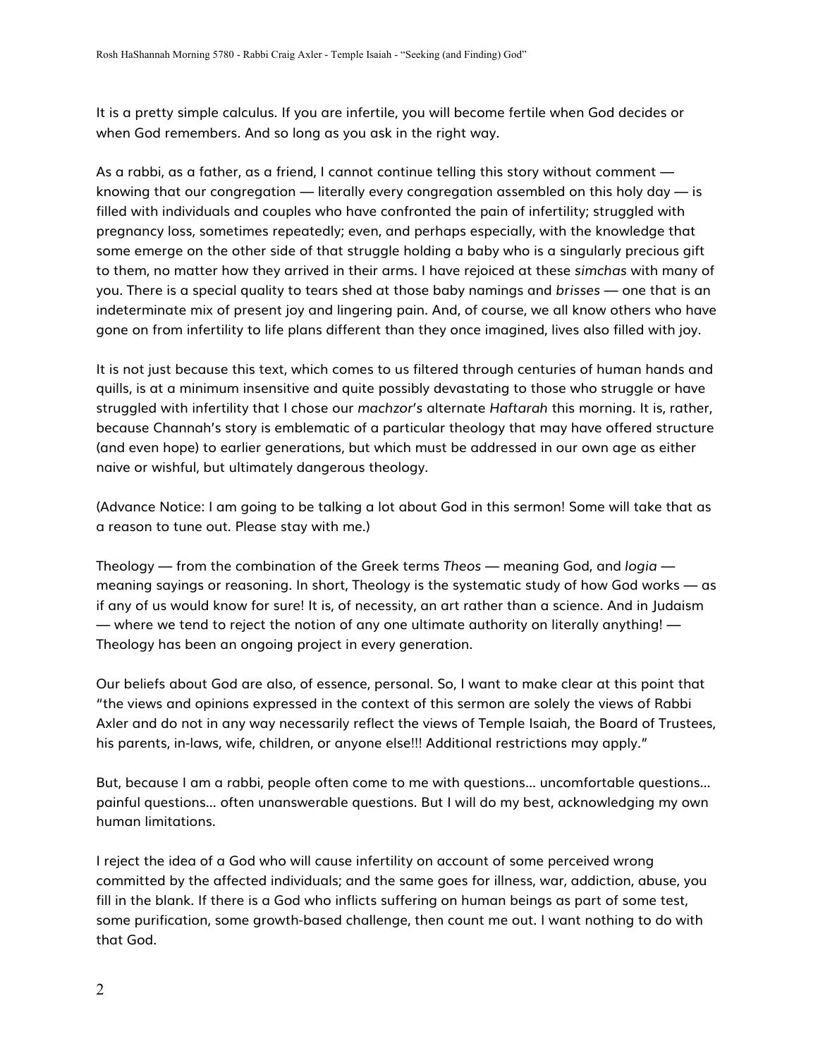It is a pretty simple calculus. If you are infertile, you will become fertile when God decides or when God remembers. And so long as you ask in the right way.

As a rabbi, as a father, as a friend, I cannot continue telling this story without comment — knowing that our congregation — literally every congregation assembled on this holy day — is filled with individuals and couples who have confronted the pain of infertility; struggled with pregnancy loss, sometimes repeatedly; even, and perhaps especially, with the knowledge that some emerge on the other side of that struggle holding a baby who is a singularly precious gift to them, no matter how they arrived in their arms. I have rejoiced at these *simchas* with many of you. There is a special quality to tears shed at those baby namings and *brisses* — one that is an indeterminate mix of present joy and lingering pain. And, of course, we all know others who have gone on from infertility to life plans different than they once imagined, lives also filled with joy.

It is not just because this text, which comes to us filtered through centuries of human hands and quills, is at a minimum insensitive and quite possibly devastating to those who struggle or have struggled with infertility that I chose our *machzor's* alternate *Haftarah* this morning. It is, rather, because Channah's story is emblematic of a particular theology that may have offered structure (and even hope) to earlier generations, but which must be addressed in our own age as either naive or wishful, but ultimately dangerous theology.

(Advance Notice: I am going to be talking a lot about God in this sermon! Some will take that as a reason to tune out. Please stay with me.)

Theology — from the combination of the Greek terms *Theos* — meaning God, and *logia* — meaning sayings or reasoning. In short, Theology is the systematic study of how God works — as if any of us would know for sure! It is, of necessity, an art rather than a science. And in Judaism — where we tend to reject the notion of any one ultimate authority on literally anything! — Theology has been an ongoing project in every generation.

Our beliefs about God are also, of essence, personal. So, I want to make clear at this point that "the views and opinions expressed in the context of this sermon are solely the views of Rabbi Axler and do not in any way necessarily reflect the views of Temple Isaiah, the Board of Trustees, his parents, in-laws, wife, children, or anyone else!!! Additional restrictions may apply."

But, because I am a rabbi, people often come to me with questions... uncomfortable questions... painful questions... often unanswerable questions. But I will do my best, acknowledging my own human limitations.

I reject the idea of a God who will cause infertility on account of some perceived wrong committed by the affected individuals; and the same goes for illness, war, addiction, abuse, you fill in the blank. If there is a God who inflicts suffering on human beings as part of some test, some purification, some growth-based challenge, then count me out. I want nothing to do with that God.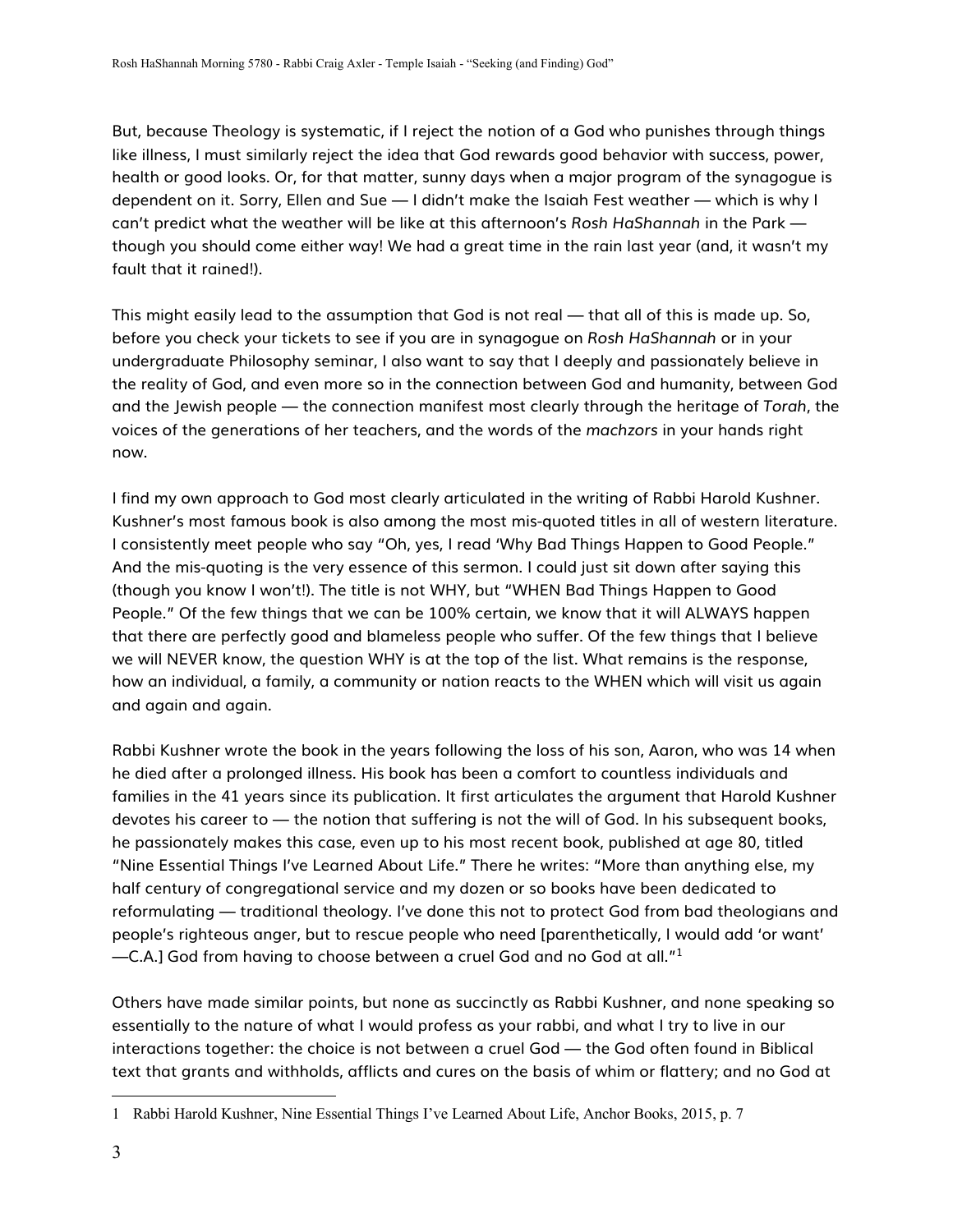But, because Theology is systematic, if I reject the notion of a God who punishes through things like illness, I must similarly reject the idea that God rewards good behavior with success, power, health or good looks. Or, for that matter, sunny days when a major program of the synagogue is dependent on it. Sorry, Ellen and Sue — I didn't make the Isaiah Fest weather — which is why I can't predict what the weather will be like at this afternoon's *Rosh HaShannah* in the Park — though you should come either way! We had a great time in the rain last year (and, it wasn't my fault that it rained!).

This might easily lead to the assumption that God is not real — that all of this is made up. So, before you check your tickets to see if you are in synagogue on *Rosh HaShannah* or in your undergraduate Philosophy seminar, I also want to say that I deeply and passionately believe in the reality of God, and even more so in the connection between God and humanity, between God and the Jewish people — the connection manifest most clearly through the heritage of *Torah*, the voices of the generations of her teachers, and the words of the *machzors* in your hands right now.

I find my own approach to God most clearly articulated in the writing of Rabbi Harold Kushner. Kushner's most famous book is also among the most mis-quoted titles in all of western literature. I consistently meet people who say "Oh, yes, I read 'Why Bad Things Happen to Good People." And the mis-quoting is the very essence of this sermon. I could just sit down after saying this (though you know I won't!). The title is not WHY, but "WHEN Bad Things Happen to Good People." Of the few things that we can be 100% certain, we know that it will ALWAYS happen that there are perfectly good and blameless people who suffer. Of the few things that I believe we will NEVER know, the question WHY is at the top of the list. What remains is the response, how an individual, a family, a community or nation reacts to the WHEN which will visit us again and again and again.

Rabbi Kushner wrote the book in the years following the loss of his son, Aaron, who was 14 when he died after a prolonged illness. His book has been a comfort to countless individuals and families in the 41 years since its publication. It first articulates the argument that Harold Kushner devotes his career to — the notion that suffering is not the will of God. In his subsequent books, he passionately makes this case, even up to his most recent book, published at age 80, titled "Nine Essential Things I've Learned About Life." There he writes: "More than anything else, my half century of congregational service and my dozen or so books have been dedicated to reformulating — traditional theology. I've done this not to protect God from bad theologians and people's righteous anger, but to rescue people who need [parenthetically, I would add 'or want' —C.A.] God from having to choose between a cruel God and no God at all."[1]

Others have made similar points, but none as succinctly as Rabbi Kushner, and none speaking so essentially to the nature of what I would profess as your rabbi, and what I try to live in our interactions together: the choice is not between a cruel God — the God often found in Biblical text that grants and withholds, afflicts and cures on the basis of whim or flattery; and no God at

---

[1] Rabbi Harold Kushner, Nine Essential Things I've Learned About Life, Anchor Books, 2015, p. 7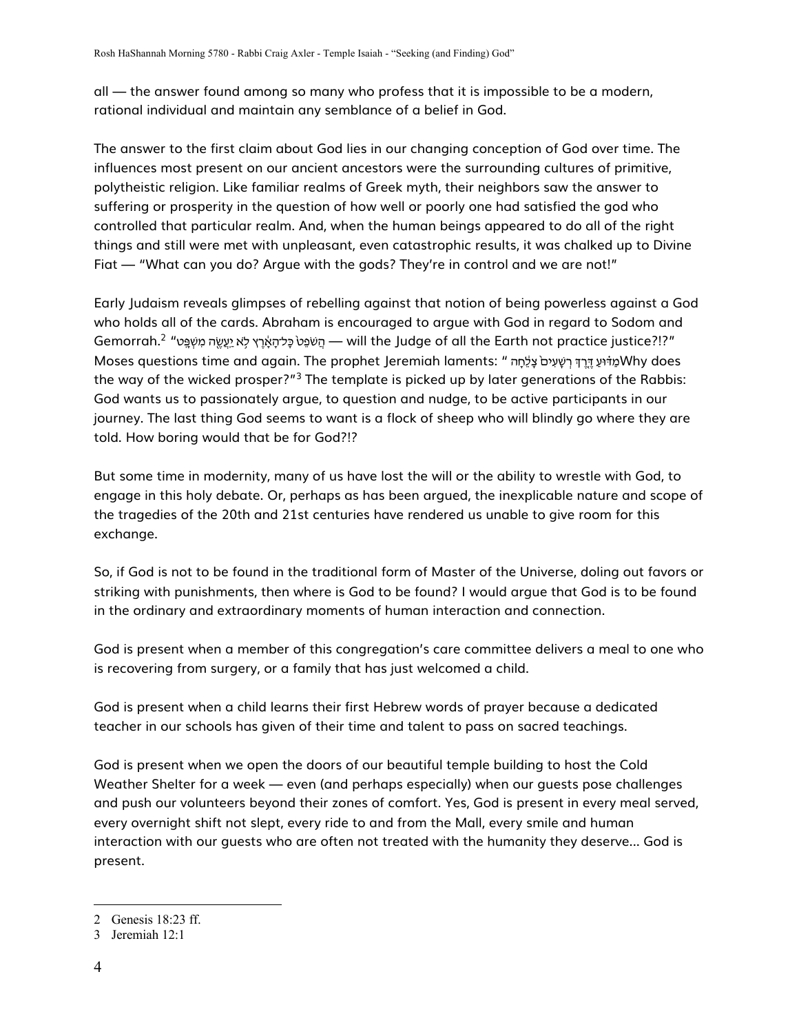all — the answer found among so many who profess that it is impossible to be a modern, rational individual and maintain any semblance of a belief in God.

The answer to the first claim about God lies in our changing conception of God over time. The influences most present on our ancient ancestors were the surrounding cultures of primitive, polytheistic religion. Like familiar realms of Greek myth, their neighbors saw the answer to suffering or prosperity in the question of how well or poorly one had satisfied the god who controlled that particular realm. And, when the human beings appeared to do all of the right things and still were met with unpleasant, even catastrophic results, it was chalked up to Divine Fiat — "What can you do? Argue with the gods? They're in control and we are not!"

Early Judaism reveals glimpses of rebelling against that notion of being powerless against a God who holds all of the cards. Abraham is encouraged to argue with God in regard to Sodom and Gemorrah.[2] "הֲשֹׁפֵט֙ כָּל־הָאָ֔רֶץ לֹ֥א יַעֲשֶׂ֖ה מִשְׁפָּֽט — will the Judge of all the Earth not practice justice?!?" Moses questions time and again. The prophet Jeremiah laments: "מַדּ֗וּעַ דֶּ֤רֶךְ רְשָׁעִים֙ צָלֵ֔חָה Why does the way of the wicked prosper?"[3] The template is picked up by later generations of the Rabbis: God wants us to passionately argue, to question and nudge, to be active participants in our journey. The last thing God seems to want is a flock of sheep who will blindly go where they are told. How boring would that be for God?!?

But some time in modernity, many of us have lost the will or the ability to wrestle with God, to engage in this holy debate. Or, perhaps as has been argued, the inexplicable nature and scope of the tragedies of the 20th and 21st centuries have rendered us unable to give room for this exchange.

So, if God is not to be found in the traditional form of Master of the Universe, doling out favors or striking with punishments, then where is God to be found? I would argue that God is to be found in the ordinary and extraordinary moments of human interaction and connection.

God is present when a member of this congregation's care committee delivers a meal to one who is recovering from surgery, or a family that has just welcomed a child.

God is present when a child learns their first Hebrew words of prayer because a dedicated teacher in our schools has given of their time and talent to pass on sacred teachings.

God is present when we open the doors of our beautiful temple building to host the Cold Weather Shelter for a week — even (and perhaps especially) when our guests pose challenges and push our volunteers beyond their zones of comfort. Yes, God is present in every meal served, every overnight shift not slept, every ride to and from the Mall, every smile and human interaction with our guests who are often not treated with the humanity they deserve… God is present.

---

2 Genesis 18:23 ff.

3 Jeremiah 12:1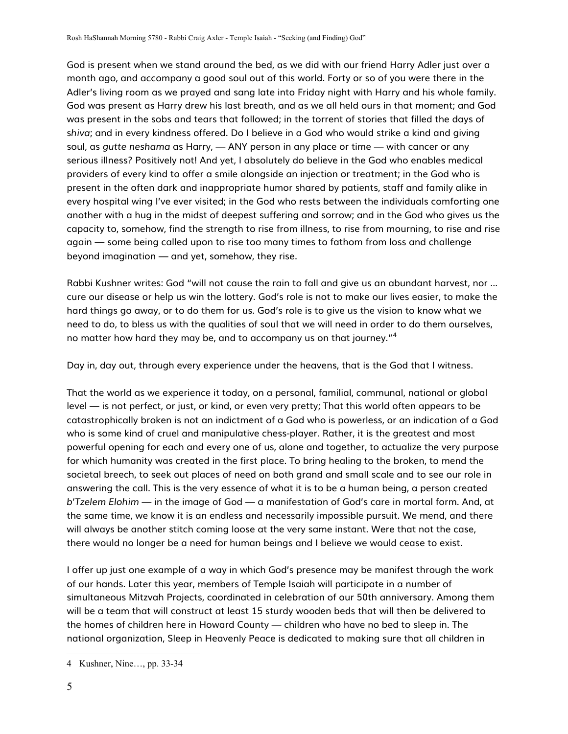God is present when we stand around the bed, as we did with our friend Harry Adler just over a month ago, and accompany a good soul out of this world. Forty or so of you were there in the Adler's living room as we prayed and sang late into Friday night with Harry and his whole family. God was present as Harry drew his last breath, and as we all held ours in that moment; and God was present in the sobs and tears that followed; in the torrent of stories that filled the days of *shiva*; and in every kindness offered. Do I believe in a God who would strike a kind and giving soul, as *gutte neshama* as Harry, — ANY person in any place or time — with cancer or any serious illness? Positively not! And yet, I absolutely do believe in the God who enables medical providers of every kind to offer a smile alongside an injection or treatment; in the God who is present in the often dark and inappropriate humor shared by patients, staff and family alike in every hospital wing I've ever visited; in the God who rests between the individuals comforting one another with a hug in the midst of deepest suffering and sorrow; and in the God who gives us the capacity to, somehow, find the strength to rise from illness, to rise from mourning, to rise and rise again — some being called upon to rise too many times to fathom from loss and challenge beyond imagination — and yet, somehow, they rise.

Rabbi Kushner writes: God "will not cause the rain to fall and give us an abundant harvest, nor … cure our disease or help us win the lottery. God's role is not to make our lives easier, to make the hard things go away, or to do them for us. God's role is to give us the vision to know what we need to do, to bless us with the qualities of soul that we will need in order to do them ourselves, no matter how hard they may be, and to accompany us on that journey."[4]

Day in, day out, through every experience under the heavens, that is the God that I witness.

That the world as we experience it today, on a personal, familial, communal, national or global level — is not perfect, or just, or kind, or even very pretty; That this world often appears to be catastrophically broken is not an indictment of a God who is powerless, or an indication of a God who is some kind of cruel and manipulative chess-player. Rather, it is the greatest and most powerful opening for each and every one of us, alone and together, to actualize the very purpose for which humanity was created in the first place. To bring healing to the broken, to mend the societal breech, to seek out places of need on both grand and small scale and to see our role in answering the call. This is the very essence of what it is to be a human being, a person created *b'Tzelem Elohim* — in the image of God — a manifestation of God's care in mortal form. And, at the same time, we know it is an endless and necessarily impossible pursuit. We mend, and there will always be another stitch coming loose at the very same instant. Were that not the case, there would no longer be a need for human beings and I believe we would cease to exist.

I offer up just one example of a way in which God's presence may be manifest through the work of our hands. Later this year, members of Temple Isaiah will participate in a number of simultaneous Mitzvah Projects, coordinated in celebration of our 50th anniversary. Among them will be a team that will construct at least 15 sturdy wooden beds that will then be delivered to the homes of children here in Howard County — children who have no bed to sleep in. The national organization, Sleep in Heavenly Peace is dedicated to making sure that all children in

---

4 Kushner, Nine…, pp. 33-34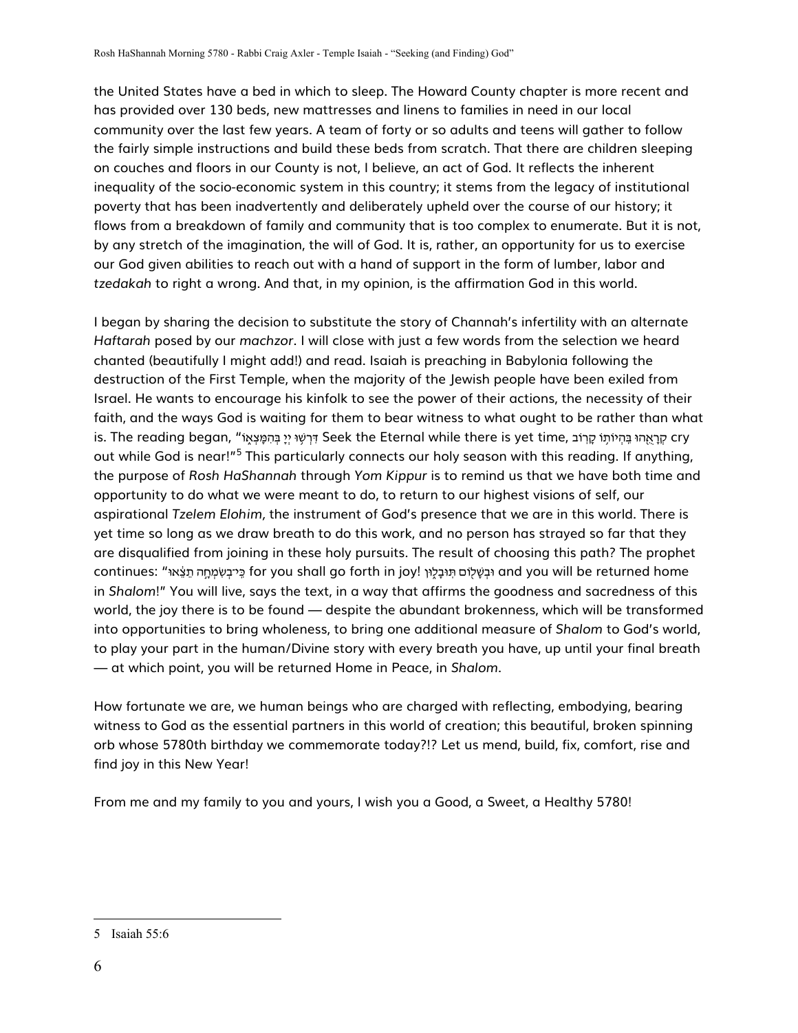the United States have a bed in which to sleep. The Howard County chapter is more recent and has provided over 130 beds, new mattresses and linens to families in need in our local community over the last few years. A team of forty or so adults and teens will gather to follow the fairly simple instructions and build these beds from scratch. That there are children sleeping on couches and floors in our County is not, I believe, an act of God. It reflects the inherent inequality of the socio-economic system in this country; it stems from the legacy of institutional poverty that has been inadvertently and deliberately upheld over the course of our history; it flows from a breakdown of family and community that is too complex to enumerate. But it is not, by any stretch of the imagination, the will of God. It is, rather, an opportunity for us to exercise our God given abilities to reach out with a hand of support in the form of lumber, labor and *tzedakah* to right a wrong. And that, in my opinion, is the affirmation God in this world.

I began by sharing the decision to substitute the story of Channah's infertility with an alternate *Haftarah* posed by our *machzor*. I will close with just a few words from the selection we heard chanted (beautifully I might add!) and read. Isaiah is preaching in Babylonia following the destruction of the First Temple, when the majority of the Jewish people have been exiled from Israel. He wants to encourage his kinfolk to see the power of their actions, the necessity of their faith, and the ways God is waiting for them to bear witness to what ought to be rather than what is. The reading began, "דִּרְשׁוּ יְיָ בְּהִמָּצְאוֹ Seek the Eternal while there is yet time, קְרָאֻהוּ בִּהְיוֹתוֹ קָרוֹב cry out while God is near!"[5] This particularly connects our holy season with this reading. If anything, the purpose of *Rosh HaShannah* through *Yom Kippur* is to remind us that we have both time and opportunity to do what we were meant to do, to return to our highest visions of self, our aspirational *Tzelem Elohim,* the instrument of God's presence that we are in this world. There is yet time so long as we draw breath to do this work, and no person has strayed so far that they are disqualified from joining in these holy pursuits. The result of choosing this path? The prophet continues: "כִּי־בְשִׂמְחָה תֵצֵאוּ for you shall go forth in joy! וּבְשָׁלוֹם תּוּבָלוּן and you will be returned home in *Shalom*!" You will live, says the text, in a way that affirms the goodness and sacredness of this world, the joy there is to be found — despite the abundant brokenness, which will be transformed into opportunities to bring wholeness, to bring one additional measure of *Shalom* to God's world, to play your part in the human/Divine story with every breath you have, up until your final breath — at which point, you will be returned Home in Peace, in *Shalom*.

How fortunate we are, we human beings who are charged with reflecting, embodying, bearing witness to God as the essential partners in this world of creation; this beautiful, broken spinning orb whose 5780th birthday we commemorate today?!? Let us mend, build, fix, comfort, rise and find joy in this New Year!

From me and my family to you and yours, I wish you a Good, a Sweet, a Healthy 5780!

---

5 Isaiah 55:6